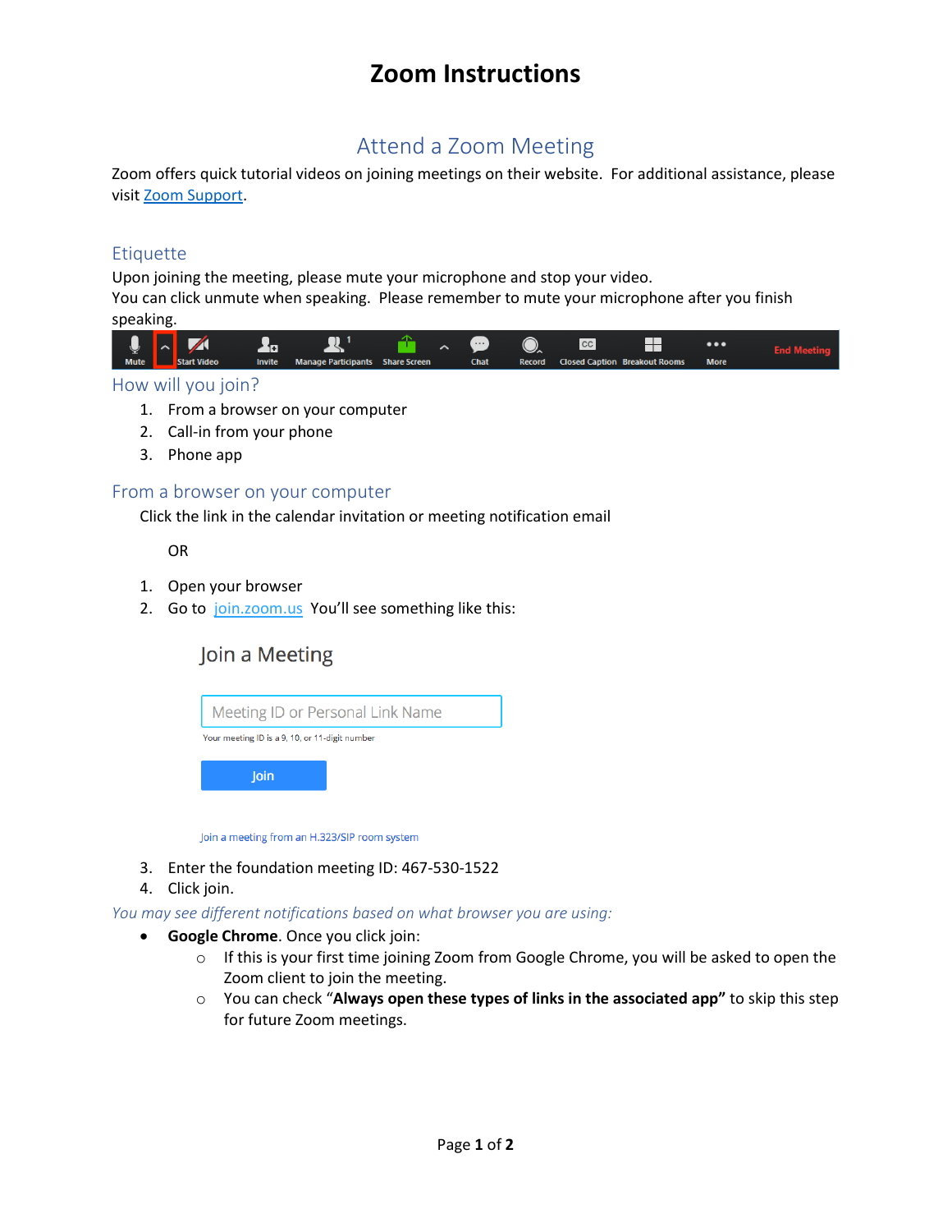# Zoom Instructions

## Attend a Zoom Meeting

Zoom offers quick tutorial videos on joining meetings on their website. For additional assistance, please visit [Zoom Support].

### Etiquette

Upon joining the meeting, please mute your microphone and stop your video.
You can click unmute when speaking. Please remember to mute your microphone after you finish speaking.

Mute | Start Video | Invite | Manage Participants | Share Screen | Chat | Record | Closed Caption | Breakout Rooms | More | End Meeting

### How will you join?

1. From a browser on your computer
2. Call-in from your phone
3. Phone app

### From a browser on your computer

Click the link in the calendar invitation or meeting notification email

OR

1. Open your browser
2. Go to join.zoom.us You'll see something like this:

Join a Meeting

Meeting ID or Personal Link Name

Your meeting ID is a 9, 10, or 11-digit number

Join

Join a meeting from an H.323/SIP room system

3. Enter the foundation meeting ID: 467-530-1522
4. Click join.

*You may see different notifications based on what browser you are using:*

- **Google Chrome**. Once you click join:
  - If this is your first time joining Zoom from Google Chrome, you will be asked to open the Zoom client to join the meeting.
  - You can check "**Always open these types of links in the associated app"** to skip this step for future Zoom meetings.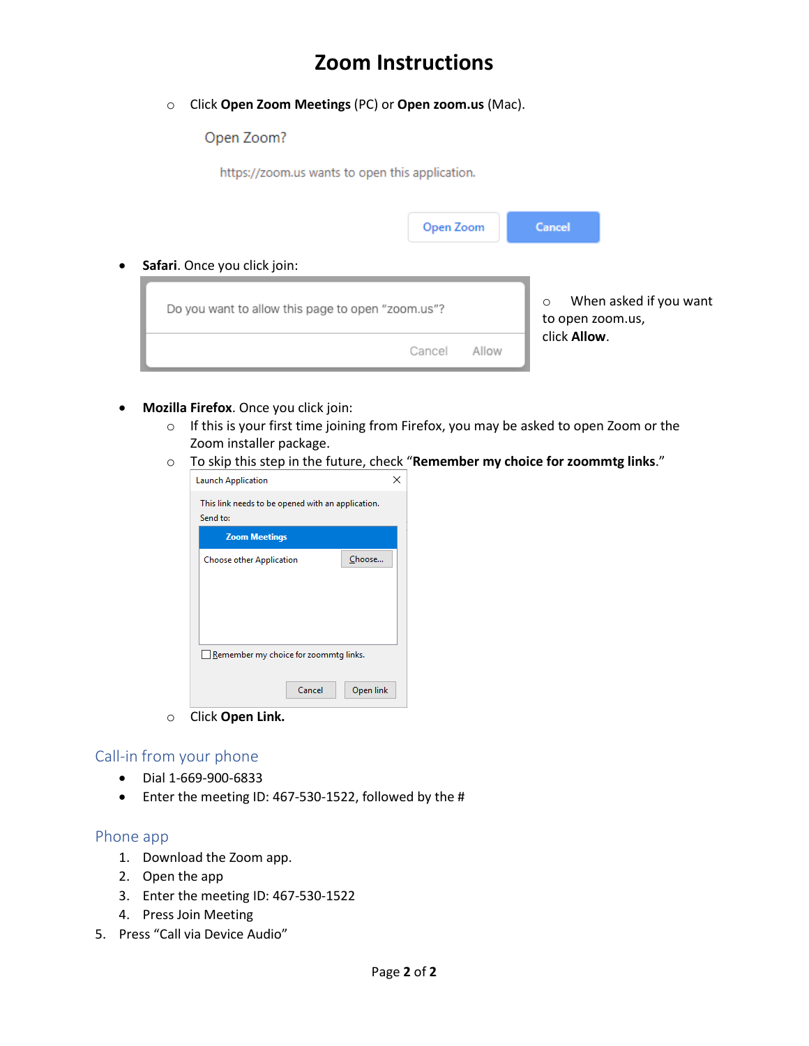# Zoom Instructions

- Click **Open Zoom Meetings** (PC) or **Open zoom.us** (Mac).

Open Zoom?

https://zoom.us wants to open this application.

Open Zoom Cancel

- **Safari**. Once you click join:

Do you want to allow this page to open "zoom.us"?

Cancel Allow

- When asked if you want to open zoom.us, click **Allow**.

- **Mozilla Firefox**. Once you click join:
  - If this is your first time joining from Firefox, you may be asked to open Zoom or the Zoom installer package.
  - To skip this step in the future, check "**Remember my choice for zoommtg links**."

Launch Application

This link needs to be opened with an application.

Send to:

Zoom Meetings

Choose other Application Choose...

Remember my choice for zoommtg links.

Cancel Open link

  - Click **Open Link.**

## Call-in from your phone

- Dial 1-669-900-6833
- Enter the meeting ID: 467-530-1522, followed by the #

## Phone app

1. Download the Zoom app.
2. Open the app
3. Enter the meeting ID: 467-530-1522
4. Press Join Meeting
5. Press "Call via Device Audio"